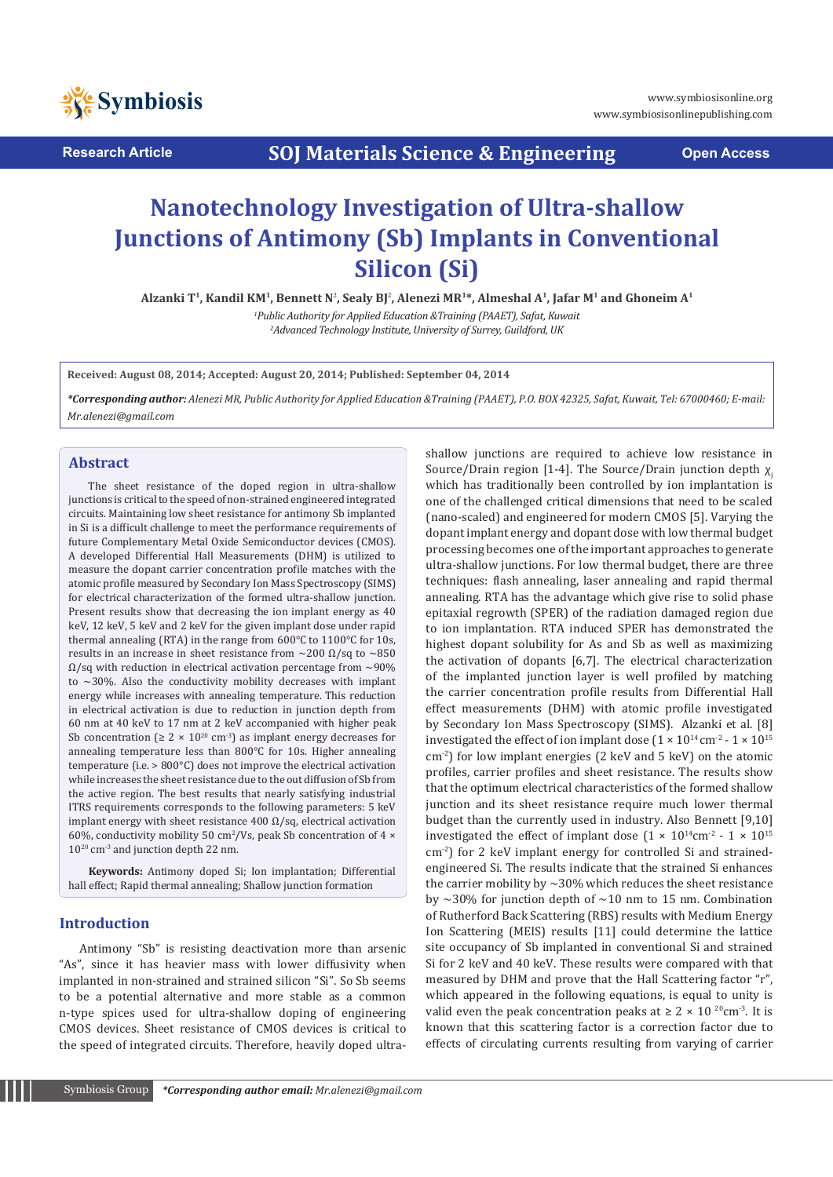Research Article

SOJ Materials Science & Engineering

Open Access

# Nanotechnology Investigation of Ultra-shallow Junctions of Antimony (Sb) Implants in Conventional Silicon (Si)

**Alzanki T[1], Kandil KM[1], Bennett N[2], Sealy BJ[2], Alenezi MR[1]*, Almeshal A[1], Jafar M[1] and Ghoneim A[1]**

*[1]Public Authority for Applied Education &Training (PAAET), Safat, Kuwait*
*[2]Advanced Technology Institute, University of Surrey, Guildford, UK*

**Received: August 08, 2014; Accepted: August 20, 2014; Published: September 04, 2014**

***Corresponding author:** *Alenezi MR, Public Authority for Applied Education &Training (PAAET), P.O. BOX 42325, Safat, Kuwait, Tel: 67000460; E-mail: Mr.alenezi@gmail.com*

## Abstract

The sheet resistance of the doped region in ultra-shallow junctions is critical to the speed of non-strained engineered integrated circuits. Maintaining low sheet resistance for antimony Sb implanted in Si is a difficult challenge to meet the performance requirements of future Complementary Metal Oxide Semiconductor devices (CMOS). A developed Differential Hall Measurements (DHM) is utilized to measure the dopant carrier concentration profile matches with the atomic profile measured by Secondary Ion Mass Spectroscopy (SIMS) for electrical characterization of the formed ultra-shallow junction. Present results show that decreasing the ion implant energy as 40 keV, 12 keV, 5 keV and 2 keV for the given implant dose under rapid thermal annealing (RTA) in the range from 600°C to 1100°C for 10s, results in an increase in sheet resistance from ~200 Ω/sq to ~850 Ω/sq with reduction in electrical activation percentage from ~90% to ~30%. Also the conductivity mobility decreases with implant energy while increases with annealing temperature. This reduction in electrical activation is due to reduction in junction depth from 60 nm at 40 keV to 17 nm at 2 keV accompanied with higher peak Sb concentration ($\geq 2 \times 10^{20}$ cm$^{-3}$) as implant energy decreases for annealing temperature less than 800°C for 10s. Higher annealing temperature (i.e. > 800°C) does not improve the electrical activation while increases the sheet resistance due to the out diffusion of Sb from the active region. The best results that nearly satisfying industrial ITRS requirements corresponds to the following parameters: 5 keV implant energy with sheet resistance 400 Ω/sq, electrical activation 60%, conductivity mobility 50 cm$^2$/Vs, peak Sb concentration of $4 \times 10^{20}$ cm$^{-3}$ and junction depth 22 nm.

**Keywords:** Antimony doped Si; Ion implantation; Differential hall effect; Rapid thermal annealing; Shallow junction formation

## Introduction

Antimony "Sb" is resisting deactivation more than arsenic "As", since it has heavier mass with lower diffusivity when implanted in non-strained and strained silicon "Si". So Sb seems to be a potential alternative and more stable as a common n-type spices used for ultra-shallow doping of engineering CMOS devices. Sheet resistance of CMOS devices is critical to the speed of integrated circuits. Therefore, heavily doped ultra-shallow junctions are required to achieve low resistance in Source/Drain region [1-4]. The Source/Drain junction depth $\chi_j$ which has traditionally been controlled by ion implantation is one of the challenged critical dimensions that need to be scaled (nano-scaled) and engineered for modern CMOS [5]. Varying the dopant implant energy and dopant dose with low thermal budget processing becomes one of the important approaches to generate ultra-shallow junctions. For low thermal budget, there are three techniques: flash annealing, laser annealing and rapid thermal annealing. RTA has the advantage which give rise to solid phase epitaxial regrowth (SPER) of the radiation damaged region due to ion implantation. RTA induced SPER has demonstrated the highest dopant solubility for As and Sb as well as maximizing the activation of dopants [6,7]. The electrical characterization of the implanted junction layer is well profiled by matching the carrier concentration profile results from Differential Hall effect measurements (DHM) with atomic profile investigated by Secondary Ion Mass Spectroscopy (SIMS). Alzanki et al. [8] investigated the effect of ion implant dose ($1 \times 10^{14}$ cm$^{-2}$ - $1 \times 10^{15}$ cm$^{-2}$) for low implant energies (2 keV and 5 keV) on the atomic profiles, carrier profiles and sheet resistance. The results show that the optimum electrical characteristics of the formed shallow junction and its sheet resistance require much lower thermal budget than the currently used in industry. Also Bennett [9,10] investigated the effect of implant dose ($1 \times 10^{14}$cm$^{-2}$ - $1 \times 10^{15}$ cm$^{-2}$) for 2 keV implant energy for controlled Si and strained-engineered Si. The results indicate that the strained Si enhances the carrier mobility by ~30% which reduces the sheet resistance by ~30% for junction depth of ~10 nm to 15 nm. Combination of Rutherford Back Scattering (RBS) results with Medium Energy Ion Scattering (MEIS) results [11] could determine the lattice site occupancy of Sb implanted in conventional Si and strained Si for 2 keV and 40 keV. These results were compared with that measured by DHM and prove that the Hall Scattering factor "r", which appeared in the following equations, is equal to unity is valid even the peak concentration peaks at $\geq 2 \times 10^{20}$cm$^{-3}$. It is known that this scattering factor is a correction factor due to effects of circulating currents resulting from varying of carrier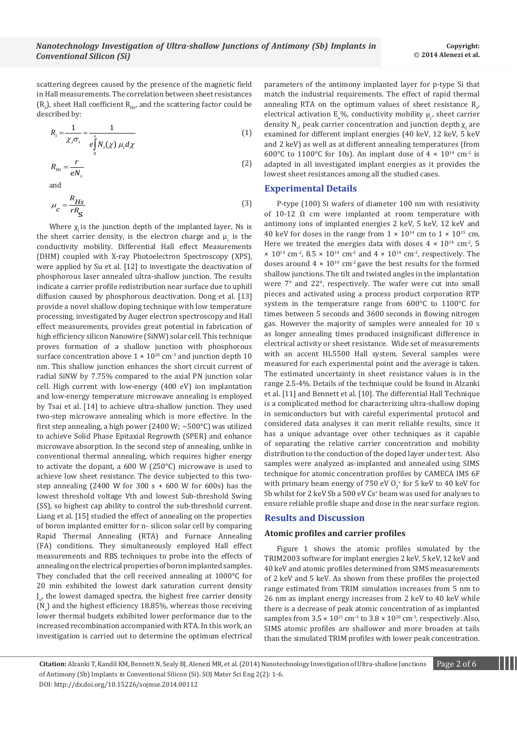scattering degrees caused by the presence of the magnetic field in Hall measurements. The correlation between sheet resistances ($R_s$), sheet Hall coefficient $R_{Hs}$, and the scattering factor could be described by:

$$R_s = \frac{1}{\chi_j \sigma_s} = \frac{1}{e\int_0^{x} N_s(\chi)\,\mu_c d\chi} \tag{1}$$

$$R_{Hs} = \frac{r}{eN_s} \tag{2}$$

and

$$\mu_c = \frac{R_{Hs}}{rR_S} \tag{3}$$

Where $\chi_j$ is the junction depth of the implanted layer, Ns is the sheet carrier density, is the electron charge and $\mu_c$ is the conductivity mobility. Differential Hall effect Measurements (DHM) coupled with X-ray Photoelectron Spectroscopy (XPS), were applied by Su et al. [12] to investigate the deactivation of phosphorous laser annealed ultra-shallow junction. The results indicate a carrier profile redistribution near surface due to uphill diffusion caused by phosphorous deactivation. Dong et al. [13] provide a novel shallow doping technique with low temperature processing, investigated by Auger electron spectroscopy and Hall effect measurements, provides great potential in fabrication of high efficiency silicon Nanowire (SiNW) solar cell. This technique proves formation of a shallow junction with phosphorous surface concentration above $1 \times 10^{20}$ cm$^{-3}$ and junction depth 10 nm. This shallow junction enhances the short circuit current of radial SiNW by 7.75% compared to the axial PN junction solar cell. High current with low-energy (400 eV) ion implantation and low-energy temperature microwave annealing is employed by Tsai et al. [14] to achieve ultra-shallow junction. They used two-step microwave annealing which is more effective. In the first step annealing, a high power (2400 W; ~500°C) was utilized to achieve Solid Phase Epitaxial Regrowth (SPER) and enhance microwave absorption. In the second step of annealing, unlike in conventional thermal annealing, which requires higher energy to activate the dopant, a 600 W (250°C) microwave is used to achieve low sheet resistance. The device subjected to this two-step annealing (2400 W for 300 s + 600 W for 600s) has the lowest threshold voltage Vth and lowest Sub-threshold Swing (SS), so highest cap ability to control the sub-threshold current. Liang et al. [15] studied the effect of annealing on the properties of boron implanted emitter for n- silicon solar cell by comparing Rapid Thermal Annealing (RTA) and Furnace Annealing (FA) conditions. They simultaneously employed Hall effect measurements and RBS techniques to probe into the effects of annealing on the electrical properties of boron implanted samples. They concluded that the cell received annealing at 1000°C for 20 min exhibited the lowest dark saturation current density $J_o$, the lowest damaged spectra, the highest free carrier density ($N_s$) and the highest efficiency 18.85%, whereas those receiving lower thermal budgets exhibited lower performance due to the increased recombination accompanied with RTA. In this work, an investigation is carried out to determine the optimum electrical parameters of the antimony implanted layer for p-type Si that match the industrial requirements. The effect of rapid thermal annealing RTA on the optimum values of sheet resistance $R_s$, electrical activation $E_a$%, conductivity mobility $\mu_c$, sheet carrier density $N_s$, peak carrier concentration and junction depth $\chi_j$ are examined for different implant energies (40 keV, 12 keV, 5 keV and 2 keV) as well as at different annealing temperatures (from 600°C to 1100°C for 10s). An implant dose of $4 \times 10^{14}$ cm$^{-2}$ is adapted in all investigated implant energies as it provides the lowest sheet resistances among all the studied cases.

## Experimental Details

P-type (100) Si wafers of diameter 100 nm with resistivity of 10-12 Ω cm were implanted at room temperature with antimony ions of implanted energies 2 keV, 5 keV, 12 keV and 40 keV for doses in the range from $1 \times 10^{14}$ cm to $1 \times 10^{15}$ cm. Here we treated the energies data with doses $4 \times 10^{14}$ cm$^{-2}$, $5 \times 10^{14}$ cm$^{-2}$, $8.5 \times 10^{14}$ cm$^{-2}$ and $4 \times 10^{14}$ cm$^{-2}$, respectively. The doses around $4 \times 10^{14}$ cm$^{-2}$ gave the best results for the formed shallow junctions. The tilt and twisted angles in the implantation were 7° and 22°, respectively. The wafer were cut into small pieces and activated using a process product corporation RTP system in the temperature range from 600°C to 1100°C for times between 5 seconds and 3600 seconds in flowing nitrogen gas. However the majority of samples were annealed for 10 s as longer annealing times produced insignificant difference in electrical activity or sheet resistance. Wide set of measurements with an accent HL5500 Hall system. Several samples were measured for each experimental point and the average is taken. The estimated uncertainty in sheet resistance values is in the range 2.5-4%. Details of the technique could be found in Alzanki et al. [11] and Bennett et al. [10]. The differential Hall Technique is a complicated method for characterizing ultra-shallow doping in semiconductors but with careful experimental protocol and considered data analyses it can merit reliable results, since it has a unique advantage over other techniques as it capable of separating the relative carrier concentration and mobility distribution to the conduction of the doped layer under test. Also samples were analyzed as-implanted and annealed using SIMS technique for atomic concentration profiles by CAMECA IMS 6F with primary beam energy of 750 eV $O_2^+$ for 5 keV to 40 keV for Sb whilst for 2 keV Sb a 500 eV $Cs^+$ beam was used for analyses to ensure reliable profile shape and dose in the near surface region.

## Results and Discussion

### Atomic profiles and carrier profiles

Figure 1 shows the atomic profiles simulated by the TRIM2003 software for implant energies 2 keV, 5 keV, 12 keV and 40 keV and atomic profiles determined from SIMS measurements of 2 keV and 5 keV. As shown from these profiles the projected range estimated from TRIM simulation increases from 5 nm to 26 nm as implant energy increases from 2 keV to 40 keV while there is a decrease of peak atomic concentration of as implanted samples from $3.5 \times 10^{21}$ cm$^{-3}$ to $3.8 \times 10^{20}$ cm$^{-3}$, respectively. Also, SIMS atomic profiles are shallower and more broaden at tails than the simulated TRIM profiles with lower peak concentration.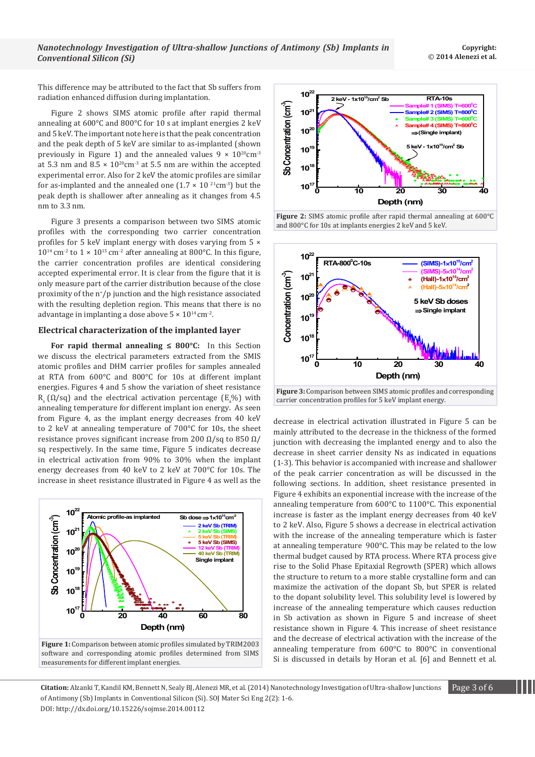This difference may be attributed to the fact that Sb suffers from radiation enhanced diffusion during implantation.

Figure 2 shows SIMS atomic profile after rapid thermal annealing at 600°C and 800°C for 10 s at implant energies 2 keV and 5 keV. The important note here is that the peak concentration and the peak depth of 5 keV are similar to as-implanted (shown previously in Figure 1) and the annealed values 9 × $10^{20}$cm$^{-3}$ at 5.3 nm and 8.5 × $10^{20}$cm$^{-3}$ at 5.5 nm are within the accepted experimental error. Also for 2 keV the atomic profiles are similar for as-implanted and the annealed one (1.7 × $10^{21}$cm$^{-3}$) but the peak depth is shallower after annealing as it changes from 4.5 nm to 3.3 nm.

Figure 3 presents a comparison between two SIMS atomic profiles with the corresponding two carrier concentration profiles for 5 keV implant energy with doses varying from 5 × $10^{14}$ cm$^{-2}$ to 1 × $10^{15}$ cm$^{-2}$ after annealing at 800°C. In this figure, the carrier concentration profiles are identical considering accepted experimental error. It is clear from the figure that it is only measure part of the carrier distribution because of the close proximity of the $n^+/p$ junction and the high resistance associated with the resulting depletion region. This means that there is no advantage in implanting a dose above 5 × $10^{14}$ cm$^{-2}$.

## Electrical characterization of the implanted layer

**For rapid thermal annealing ≤ 800°C:** In this Section we discuss the electrical parameters extracted from the SMIS atomic profiles and DHM carrier profiles for samples annealed at RTA from 600°C and 800°C for 10s at different implant energies. Figures 4 and 5 show the variation of sheet resistance $R_s$ (Ω/sq) and the electrical activation percentage ($E_a$%) with annealing temperature for different implant ion energy. As seen from Figure 4, as the implant energy decreases from 40 keV to 2 keV at annealing temperature of 700°C for 10s, the sheet resistance proves significant increase from 200 Ω/sq to 850 Ω/sq respectively. In the same time, Figure 5 indicates decrease in electrical activation from 90% to 30% when the implant energy decreases from 40 keV to 2 keV at 700°C for 10s. The increase in sheet resistance illustrated in Figure 4 as well as the decrease in electrical activation illustrated in Figure 5 can be mainly attributed to the decrease in the thickness of the formed junction with decreasing the implanted energy and to also the decrease in sheet carrier density Ns as indicated in equations (1-3). This behavior is accompanied with increase and shallower of the peak carrier concentration as will be discussed in the following sections. In addition, sheet resistance presented in Figure 4 exhibits an exponential increase with the increase of the annealing temperature from 600°C to 1100°C. This exponential increase is faster as the implant energy decreases from 40 keV to 2 keV. Also, Figure 5 shows a decrease in electrical activation with the increase of the annealing temperature which is faster at annealing temperature 900°C. This may be related to the low thermal budget caused by RTA process. Where RTA process give rise to the Solid Phase Epitaxial Regrowth (SPER) which allows the structure to return to a more stable crystalline form and can maximize the activation of the dopant Sb, but SPER is related to the dopant solubility level. This solubility level is lowered by increase of the annealing temperature which causes reduction in Sb activation as shown in Figure 5 and increase of sheet resistance shown in Figure 4. This increase of sheet resistance and the decrease of electrical activation with the increase of the annealing temperature from 600°C to 800°C in conventional Si is discussed in details by Horan et al. [6] and Bennett et al.

**Figure 1:** Comparison between atomic profiles simulated by TRIM2003 software and corresponding atomic profiles determined from SIMS measurements for different implant energies.

**Figure 2:** SIMS atomic profile after rapid thermal annealing at 600°C and 800°C for 10s at implants energies 2 keV and 5 keV.

**Figure 3:** Comparison between SIMS atomic profiles and corresponding carrier concentration profiles for 5 keV implant energy.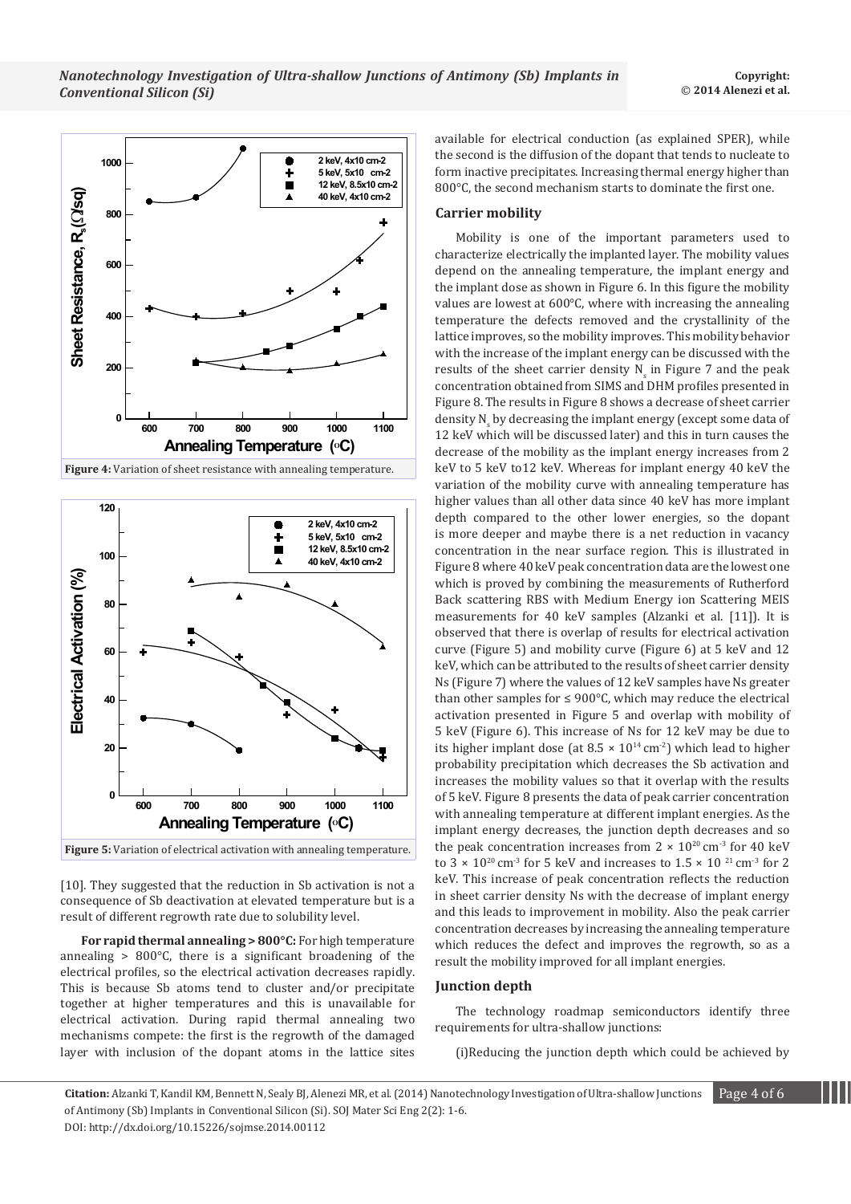Figure 4: Variation of sheet resistance with annealing temperature.

Figure 5: Variation of electrical activation with annealing temperature.

[10]. They suggested that the reduction in Sb activation is not a consequence of Sb deactivation at elevated temperature but is a result of different regrowth rate due to solubility level.

**For rapid thermal annealing > 800°C:** For high temperature annealing > 800°C, there is a significant broadening of the electrical profiles, so the electrical activation decreases rapidly. This is because Sb atoms tend to cluster and/or precipitate together at higher temperatures and this is unavailable for electrical activation. During rapid thermal annealing two mechanisms compete: the first is the regrowth of the damaged layer with inclusion of the dopant atoms in the lattice sites available for electrical conduction (as explained SPER), while the second is the diffusion of the dopant that tends to nucleate to form inactive precipitates. Increasing thermal energy higher than 800°C, the second mechanism starts to dominate the first one.

### Carrier mobility

Mobility is one of the important parameters used to characterize electrically the implanted layer. The mobility values depend on the annealing temperature, the implant energy and the implant dose as shown in Figure 6. In this figure the mobility values are lowest at 600°C, where with increasing the annealing temperature the defects removed and the crystallinity of the lattice improves, so the mobility improves. This mobility behavior with the increase of the implant energy can be discussed with the results of the sheet carrier density $N_s$ in Figure 7 and the peak concentration obtained from SIMS and DHM profiles presented in Figure 8. The results in Figure 8 shows a decrease of sheet carrier density $N_s$ by decreasing the implant energy (except some data of 12 keV which will be discussed later) and this in turn causes the decrease of the mobility as the implant energy increases from 2 keV to 5 keV to12 keV. Whereas for implant energy 40 keV the variation of the mobility curve with annealing temperature has higher values than all other data since 40 keV has more implant depth compared to the other lower energies, so the dopant is more deeper and maybe there is a net reduction in vacancy concentration in the near surface region. This is illustrated in Figure 8 where 40 keV peak concentration data are the lowest one which is proved by combining the measurements of Rutherford Back scattering RBS with Medium Energy ion Scattering MEIS measurements for 40 keV samples (Alzanki et al. [11]). It is observed that there is overlap of results for electrical activation curve (Figure 5) and mobility curve (Figure 6) at 5 keV and 12 keV, which can be attributed to the results of sheet carrier density Ns (Figure 7) where the values of 12 keV samples have Ns greater than other samples for ≤ 900°C, which may reduce the electrical activation presented in Figure 5 and overlap with mobility of 5 keV (Figure 6). This increase of Ns for 12 keV may be due to its higher implant dose (at $8.5 \times 10^{14}$ cm$^{-2}$) which lead to higher probability precipitation which decreases the Sb activation and increases the mobility values so that it overlap with the results of 5 keV. Figure 8 presents the data of peak carrier concentration with annealing temperature at different implant energies. As the implant energy decreases, the junction depth decreases and so the peak concentration increases from $2 \times 10^{20}$ cm$^{-3}$ for 40 keV to $3 \times 10^{20}$ cm$^{-3}$ for 5 keV and increases to $1.5 \times 10^{21}$ cm$^{-3}$ for 2 keV. This increase of peak concentration reflects the reduction in sheet carrier density Ns with the decrease of implant energy and this leads to improvement in mobility. Also the peak carrier concentration decreases by increasing the annealing temperature which reduces the defect and improves the regrowth, so as a result the mobility improved for all implant energies.

### Junction depth

The technology roadmap semiconductors identify three requirements for ultra-shallow junctions:

(i)Reducing the junction depth which could be achieved by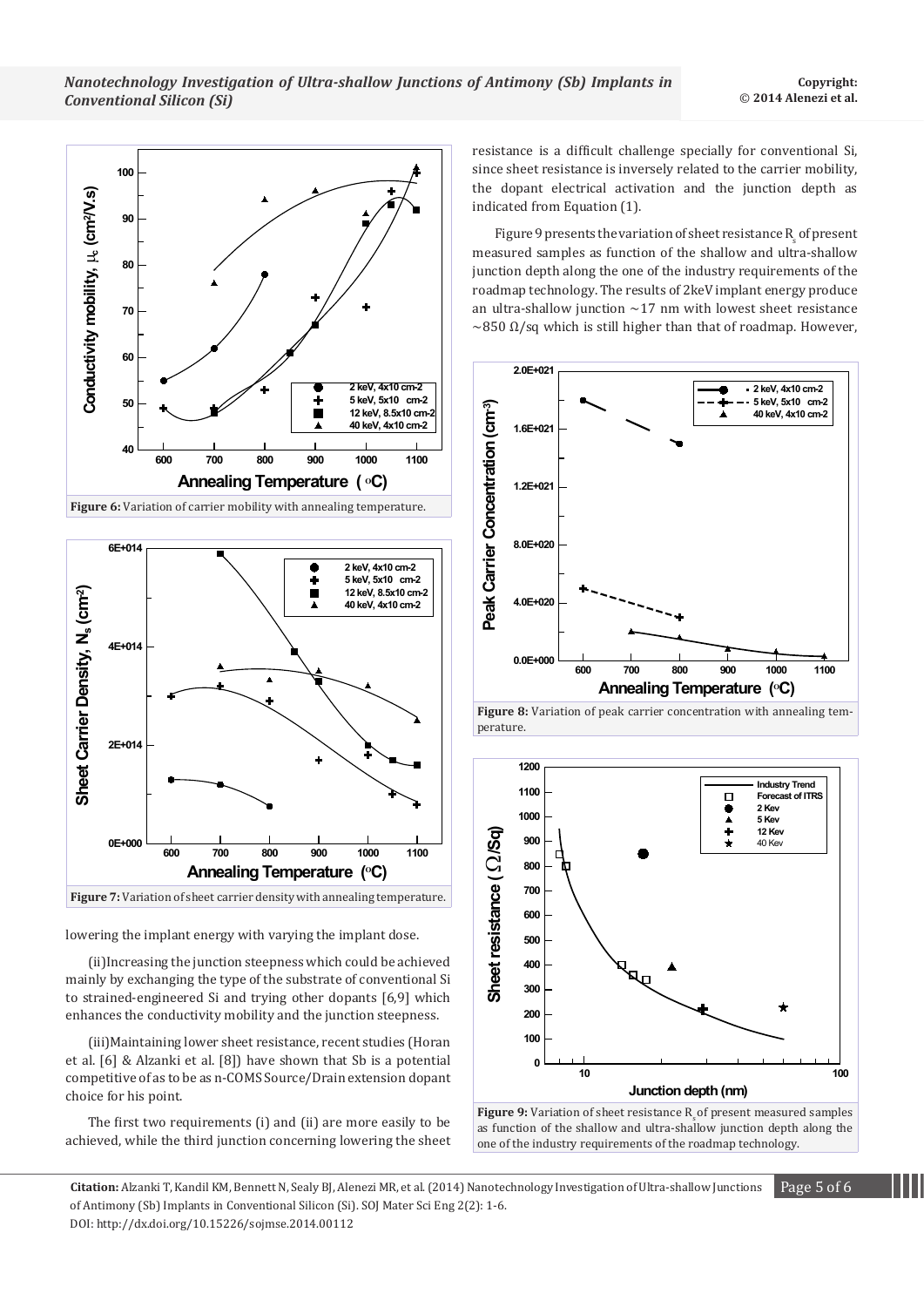**Figure 6:** Variation of carrier mobility with annealing temperature.

**Figure 7:** Variation of sheet carrier density with annealing temperature.

lowering the implant energy with varying the implant dose.

(ii)Increasing the junction steepness which could be achieved mainly by exchanging the type of the substrate of conventional Si to strained-engineered Si and trying other dopants [6,9] which enhances the conductivity mobility and the junction steepness.

(iii)Maintaining lower sheet resistance, recent studies (Horan et al. [6] & Alzanki et al. [8]) have shown that Sb is a potential competitive of as to be as n-COMS Source/Drain extension dopant choice for his point.

The first two requirements (i) and (ii) are more easily to be achieved, while the third junction concerning lowering the sheet resistance is a difficult challenge specially for conventional Si, since sheet resistance is inversely related to the carrier mobility, the dopant electrical activation and the junction depth as indicated from Equation (1).

Figure 9 presents the variation of sheet resistance $R_s$ of present measured samples as function of the shallow and ultra-shallow junction depth along the one of the industry requirements of the roadmap technology. The results of 2keV implant energy produce an ultra-shallow junction ~17 nm with lowest sheet resistance ~850 Ω/sq which is still higher than that of roadmap. However,

**Figure 8:** Variation of peak carrier concentration with annealing temperature.

**Figure 9:** Variation of sheet resistance $R_s$ of present measured samples as function of the shallow and ultra-shallow junction depth along the one of the industry requirements of the roadmap technology.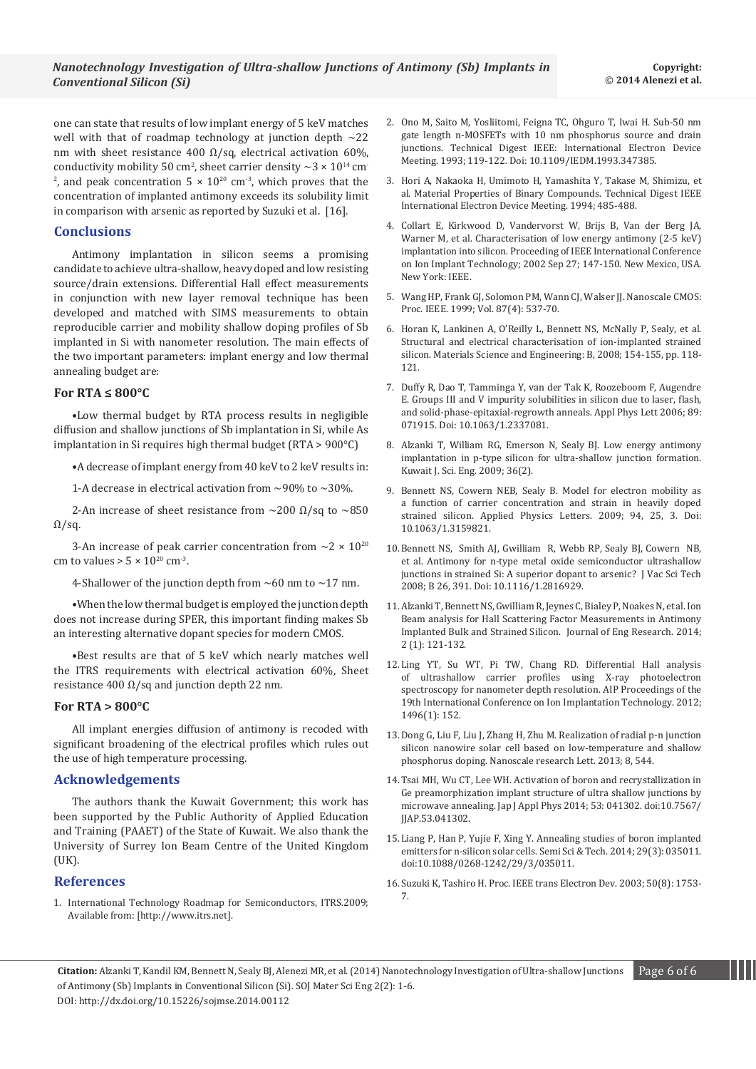one can state that results of low implant energy of 5 keV matches well with that of roadmap technology at junction depth ~22 nm with sheet resistance 400 Ω/sq, electrical activation 60%, conductivity mobility 50 $cm^2$, sheet carrier density ~$3 \times 10^{14}$ $cm^{-2}$, and peak concentration $5 \times 10^{20}$ $cm^{-3}$, which proves that the concentration of implanted antimony exceeds its solubility limit in comparison with arsenic as reported by Suzuki et al. [16].

## Conclusions

Antimony implantation in silicon seems a promising candidate to achieve ultra-shallow, heavy doped and low resisting source/drain extensions. Differential Hall effect measurements in conjunction with new layer removal technique has been developed and matched with SIMS measurements to obtain reproducible carrier and mobility shallow doping profiles of Sb implanted in Si with nanometer resolution. The main effects of the two important parameters: implant energy and low thermal annealing budget are:

### For RTA ≤ 800°C

•Low thermal budget by RTA process results in negligible diffusion and shallow junctions of Sb implantation in Si, while As implantation in Si requires high thermal budget (RTA > 900°C)

•A decrease of implant energy from 40 keV to 2 keV results in:

1-A decrease in electrical activation from ~90% to ~30%.

2-An increase of sheet resistance from ~200 Ω/sq to ~850 Ω/sq.

3-An increase of peak carrier concentration from ~$2 \times 10^{20}$ cm to values > $5 \times 10^{20}$ $cm^{-3}$.

4-Shallower of the junction depth from ~60 nm to ~17 nm.

•When the low thermal budget is employed the junction depth does not increase during SPER, this important finding makes Sb an interesting alternative dopant species for modern CMOS.

•Best results are that of 5 keV which nearly matches well the ITRS requirements with electrical activation 60%, Sheet resistance 400 Ω/sq and junction depth 22 nm.

### For RTA > 800°C

All implant energies diffusion of antimony is recoded with significant broadening of the electrical profiles which rules out the use of high temperature processing.

## Acknowledgements

The authors thank the Kuwait Government; this work has been supported by the Public Authority of Applied Education and Training (PAAET) of the State of Kuwait. We also thank the University of Surrey Ion Beam Centre of the United Kingdom (UK).

## References

1. International Technology Roadmap for Semiconductors, ITRS.2009; Available from: [http://www.itrs.net].
2. Ono M, Saito M, Yosliitomi, Feigna TC, Ohguro T, Iwai H. Sub-50 nm gate length n-MOSFETs with 10 nm phosphorus source and drain junctions. Technical Digest IEEE: International Electron Device Meeting. 1993; 119-122. Doi: 10.1109/IEDM.1993.347385.
3. Hori A, Nakaoka H, Umimoto H, Yamashita Y, Takase M, Shimizu, et al. Material Properties of Binary Compounds. Technical Digest IEEE International Electron Device Meeting. 1994; 485-488.
4. Collart E, Kirkwood D, Vandervorst W, Brijs B, Van der Berg JA, Warner M, et al. Characterisation of low energy antimony (2-5 keV) implantation into silicon. Proceeding of IEEE International Conference on Ion Implant Technology; 2002 Sep 27; 147-150. New Mexico, USA. New York: IEEE.
5. Wang HP, Frank GJ, Solomon PM, Wann CJ, Walser JJ. Nanoscale CMOS: Proc. IEEE. 1999; Vol. 87(4): 537-70.
6. Horan K, Lankinen A, O'Reilly L, Bennett NS, McNally P, Sealy, et al. Structural and electrical characterisation of ion-implanted strained silicon. Materials Science and Engineering: B, 2008; 154-155, pp. 118-121.
7. Duffy R, Dao T, Tamminga Y, van der Tak K, Roozeboom F, Augendre E. Groups III and V impurity solubilities in silicon due to laser, flash, and solid-phase-epitaxial-regrowth anneals. Appl Phys Lett 2006; 89: 071915. Doi: 10.1063/1.2337081.
8. Alzanki T, William RG, Emerson N, Sealy BJ. Low energy antimony implantation in p-type silicon for ultra-shallow junction formation. Kuwait J. Sci. Eng. 2009; 36(2).
9. Bennett NS, Cowern NEB, Sealy B. Model for electron mobility as a function of carrier concentration and strain in heavily doped strained silicon. Applied Physics Letters. 2009; 94, 25, 3. Doi: 10.1063/1.3159821.
10. Bennett NS, Smith AJ, Gwilliam R, Webb RP, Sealy BJ, Cowern NB, et al. Antimony for n-type metal oxide semiconductor ultrashallow junctions in strained Si: A superior dopant to arsenic? J Vac Sci Tech 2008; B 26, 391. Doi: 10.1116/1.2816929.
11. Alzanki T, Bennett NS, Gwilliam R, Jeynes C, Bialey P, Noakes N, et al. Ion Beam analysis for Hall Scattering Factor Measurements in Antimony Implanted Bulk and Strained Silicon. Journal of Eng Research. 2014; 2 (1): 121-132.
12. Ling YT, Su WT, Pi TW, Chang RD. Differential Hall analysis of ultrashallow carrier profiles using X-ray photoelectron spectroscopy for nanometer depth resolution. AIP Proceedings of the 19th International Conference on Ion Implantation Technology. 2012; 1496(1): 152.
13. Dong G, Liu F, Liu J, Zhang H, Zhu M. Realization of radial p-n junction silicon nanowire solar cell based on low-temperature and shallow phosphorus doping. Nanoscale research Lett. 2013; 8, 544.
14. Tsai MH, Wu CT, Lee WH. Activation of boron and recrystallization in Ge preamorphization implant structure of ultra shallow junctions by microwave annealing. Jap J Appl Phys 2014; 53: 041302. doi:10.7567/JJAP.53.041302.
15. Liang P, Han P, Yujie F, Xing Y. Annealing studies of boron implanted emitters for n-silicon solar cells. Semi Sci & Tech. 2014; 29(3): 035011. doi:10.1088/0268-1242/29/3/035011.
16. Suzuki K, Tashiro H. Proc. IEEE trans Electron Dev. 2003; 50(8): 1753-7.

**Citation:** Alzanki T, Kandil KM, Bennett N, Sealy BJ, Alenezi MR, et al. (2014) Nanotechnology Investigation of Ultra-shallow Junctions of Antimony (Sb) Implants in Conventional Silicon (Si). SOJ Mater Sci Eng 2(2): 1-6. DOI: http://dx.doi.org/10.15226/sojmse.2014.00112